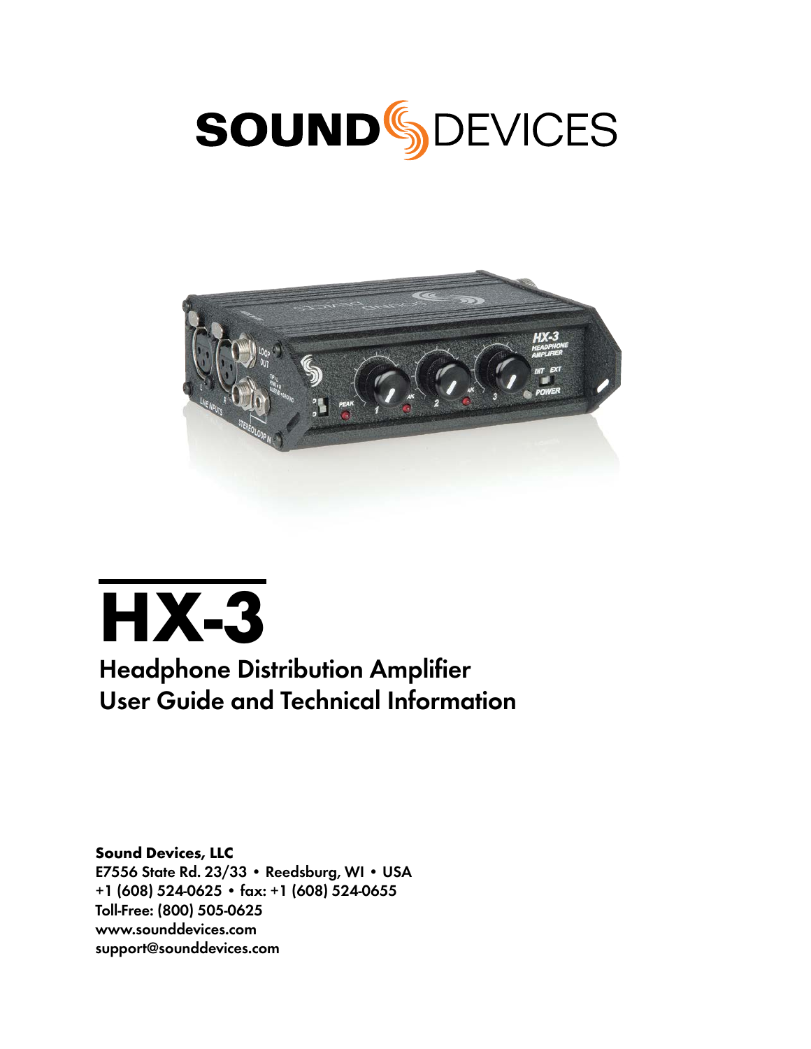SOUND DEVICES

# HX-3

## Headphone Distribution Amplifier
## User Guide and Technical Information

**Sound Devices, LLC**
E7556 State Rd. 23/33 • Reedsburg, WI • USA
+1 (608) 524-0625 • fax: +1 (608) 524-0655
Toll-Free: (800) 505-0625
www.sounddevices.com
support@sounddevices.com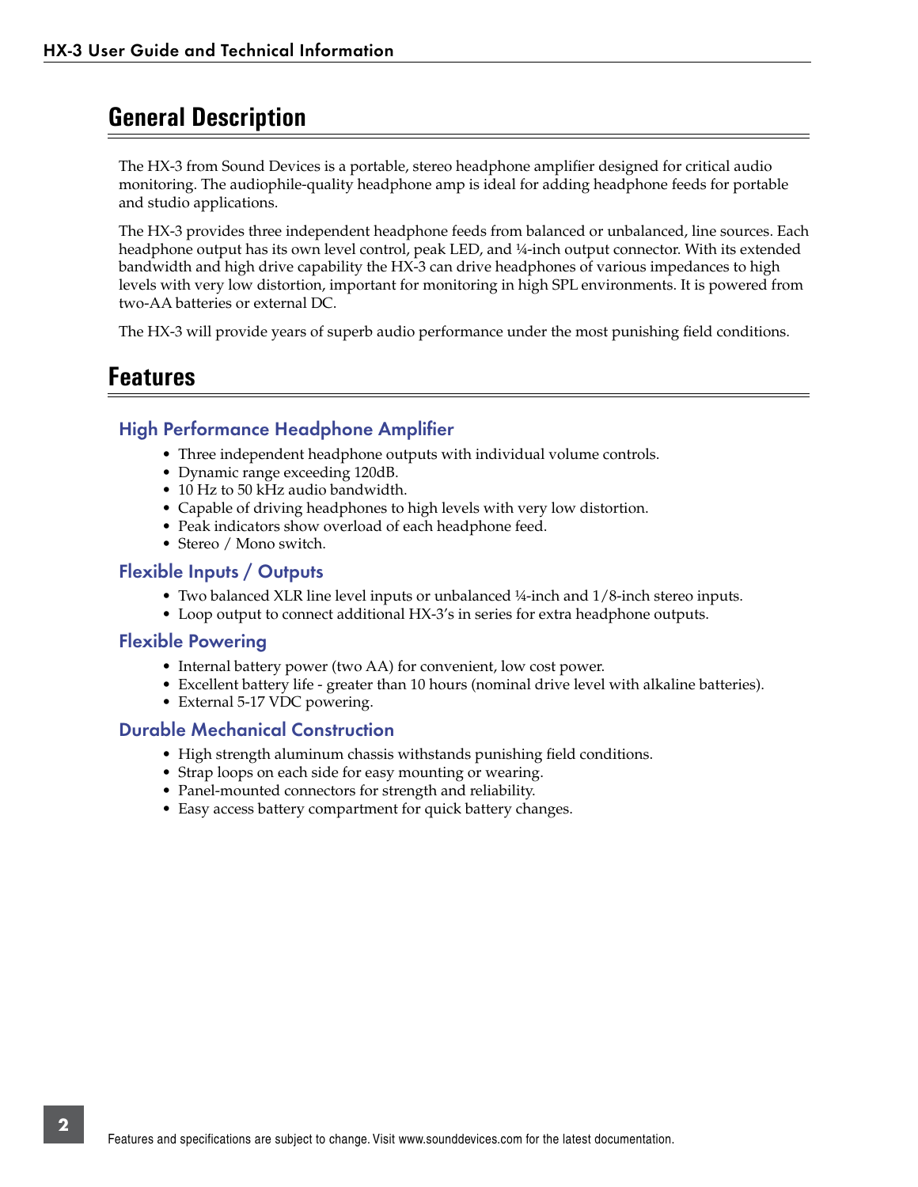## General Description

The HX-3 from Sound Devices is a portable, stereo headphone amplifier designed for critical audio monitoring. The audiophile-quality headphone amp is ideal for adding headphone feeds for portable and studio applications.

The HX-3 provides three independent headphone feeds from balanced or unbalanced, line sources. Each headphone output has its own level control, peak LED, and ¼-inch output connector. With its extended bandwidth and high drive capability the HX-3 can drive headphones of various impedances to high levels with very low distortion, important for monitoring in high SPL environments. It is powered from two-AA batteries or external DC.

The HX-3 will provide years of superb audio performance under the most punishing field conditions.

## Features

### High Performance Headphone Amplifier

- Three independent headphone outputs with individual volume controls.
- Dynamic range exceeding 120dB.
- 10 Hz to 50 kHz audio bandwidth.
- Capable of driving headphones to high levels with very low distortion.
- Peak indicators show overload of each headphone feed.
- Stereo / Mono switch.

### Flexible Inputs / Outputs

- Two balanced XLR line level inputs or unbalanced ¼-inch and 1/8-inch stereo inputs.
- Loop output to connect additional HX-3's in series for extra headphone outputs.

### Flexible Powering

- Internal battery power (two AA) for convenient, low cost power.
- Excellent battery life - greater than 10 hours (nominal drive level with alkaline batteries).
- External 5-17 VDC powering.

### Durable Mechanical Construction

- High strength aluminum chassis withstands punishing field conditions.
- Strap loops on each side for easy mounting or wearing.
- Panel-mounted connectors for strength and reliability.
- Easy access battery compartment for quick battery changes.

Features and specifications are subject to change. Visit www.sounddevices.com for the latest documentation.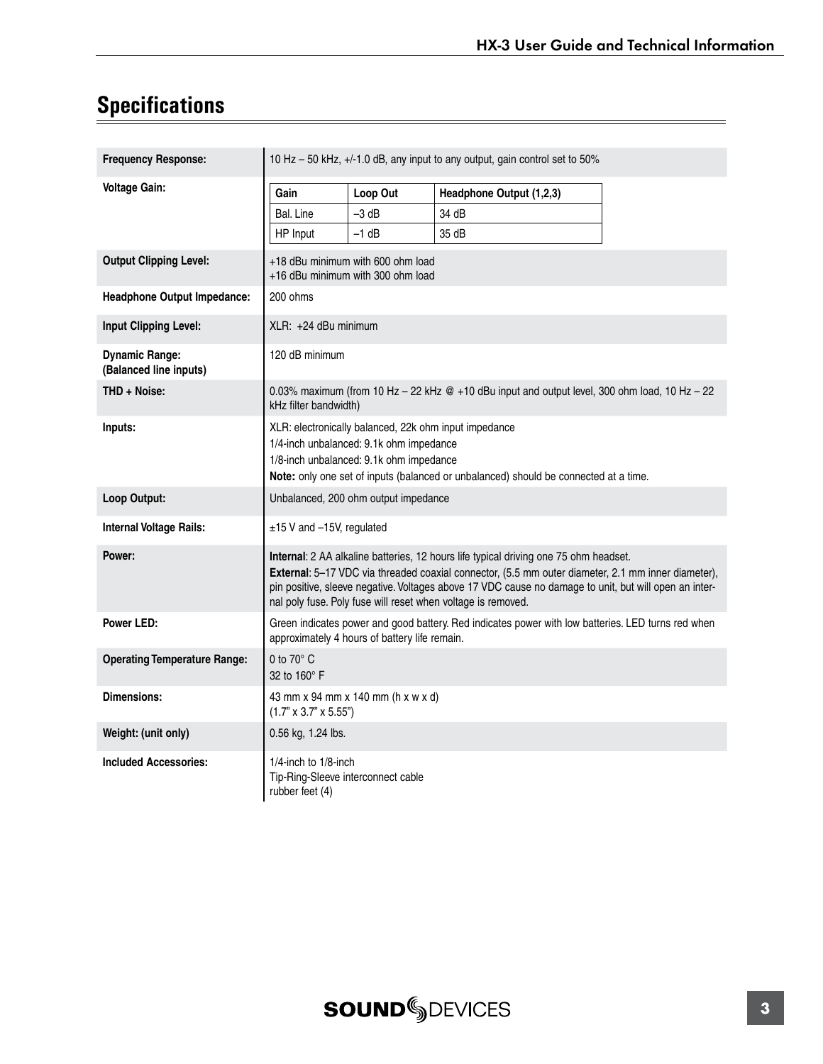## Specifications

| | |
|---|---|
| **Frequency Response:** | 10 Hz – 50 kHz, +/-1.0 dB, any input to any output, gain control set to 50% |
| **Voltage Gain:** | **Gain** / **Loop Out** / **Headphone Output (1,2,3)**<br>Bal. Line / –3 dB / 34 dB<br>HP Input / –1 dB / 35 dB |
| **Output Clipping Level:** | +18 dBu minimum with 600 ohm load<br>+16 dBu minimum with 300 ohm load |
| **Headphone Output Impedance:** | 200 ohms |
| **Input Clipping Level:** | XLR: +24 dBu minimum |
| **Dynamic Range: (Balanced line inputs)** | 120 dB minimum |
| **THD + Noise:** | 0.03% maximum (from 10 Hz – 22 kHz @ +10 dBu input and output level, 300 ohm load, 10 Hz – 22 kHz filter bandwidth) |
| **Inputs:** | XLR: electronically balanced, 22k ohm input impedance<br>1/4-inch unbalanced: 9.1k ohm impedance<br>1/8-inch unbalanced: 9.1k ohm impedance<br>**Note:** only one set of inputs (balanced or unbalanced) should be connected at a time. |
| **Loop Output:** | Unbalanced, 200 ohm output impedance |
| **Internal Voltage Rails:** | ±15 V and –15V, regulated |
| **Power:** | **Internal**: 2 AA alkaline batteries, 12 hours life typical driving one 75 ohm headset.<br>**External**: 5–17 VDC via threaded coaxial connector, (5.5 mm outer diameter, 2.1 mm inner diameter), pin positive, sleeve negative. Voltages above 17 VDC cause no damage to unit, but will open an internal poly fuse. Poly fuse will reset when voltage is removed. |
| **Power LED:** | Green indicates power and good battery. Red indicates power with low batteries. LED turns red when approximately 4 hours of battery life remain. |
| **Operating Temperature Range:** | 0 to 70° C<br>32 to 160° F |
| **Dimensions:** | 43 mm x 94 mm x 140 mm (h x w x d)<br>(1.7" x 3.7" x 5.55") |
| **Weight: (unit only)** | 0.56 kg, 1.24 lbs. |
| **Included Accessories:** | 1/4-inch to 1/8-inch<br>Tip-Ring-Sleeve interconnect cable<br>rubber feet (4) |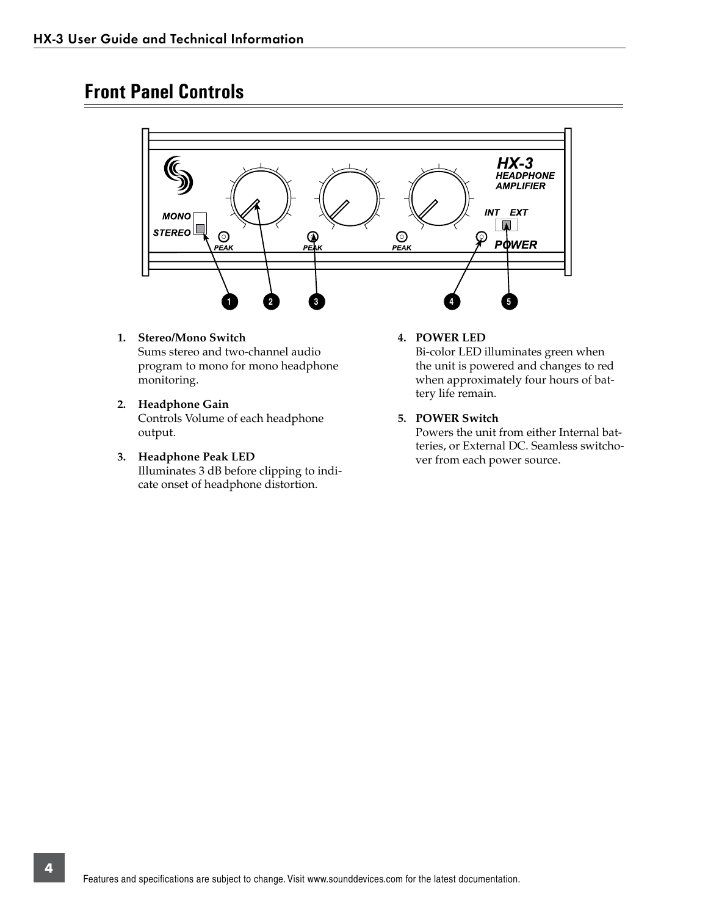## Front Panel Controls

1. **Stereo/Mono Switch**
   Sums stereo and two-channel audio program to mono for mono headphone monitoring.

2. **Headphone Gain**
   Controls Volume of each headphone output.

3. **Headphone Peak LED**
   Illuminates 3 dB before clipping to indicate onset of headphone distortion.

4. **POWER LED**
   Bi-color LED illuminates green when the unit is powered and changes to red when approximately four hours of battery life remain.

5. **POWER Switch**
   Powers the unit from either Internal batteries, or External DC. Seamless switchover from each power source.

Features and specifications are subject to change. Visit www.sounddevices.com for the latest documentation.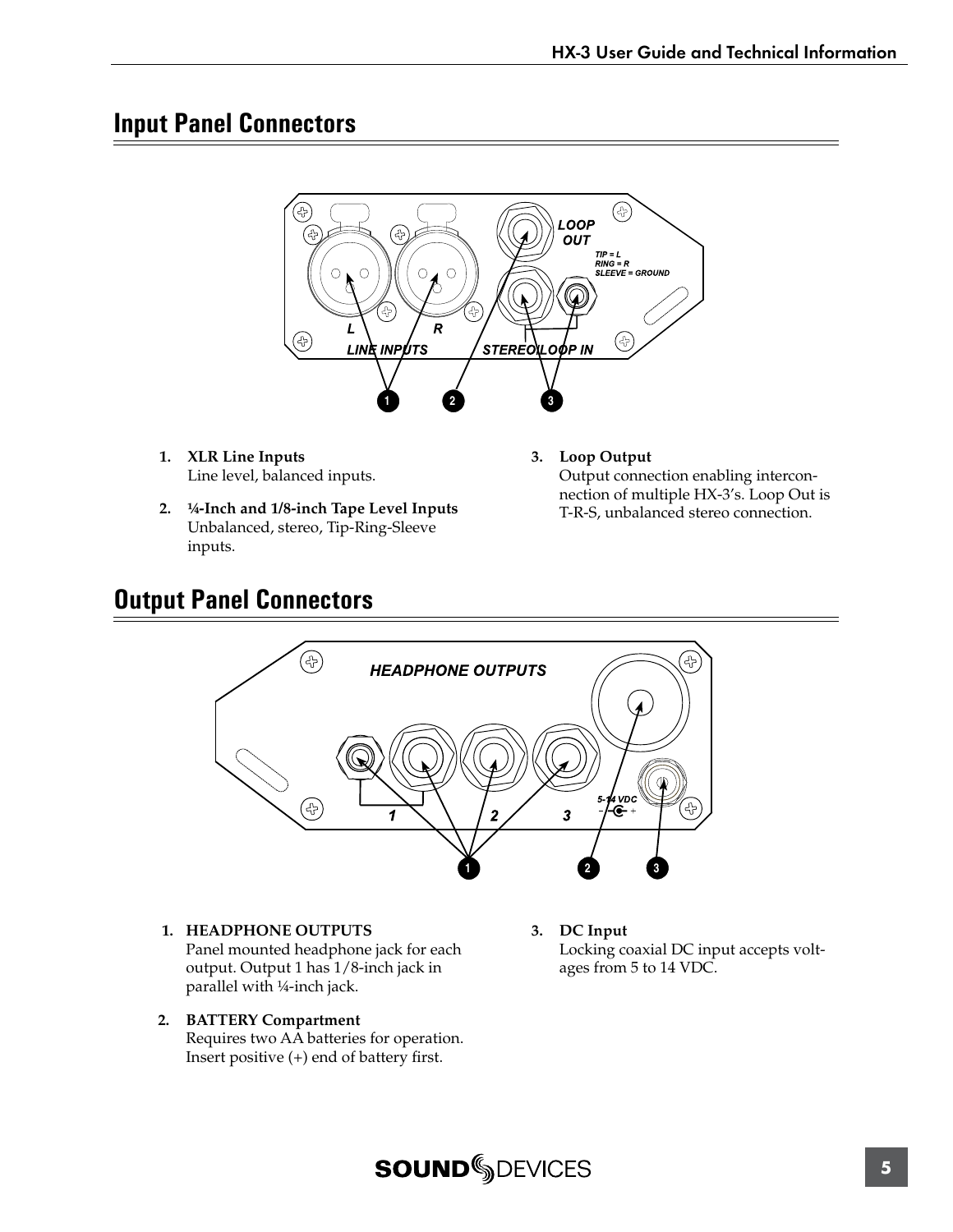## Input Panel Connectors

1. **XLR Line Inputs**
   Line level, balanced inputs.

2. **¼-Inch and 1/8-inch Tape Level Inputs**
   Unbalanced, stereo, Tip-Ring-Sleeve inputs.

3. **Loop Output**
   Output connection enabling interconnection of multiple HX-3's. Loop Out is T-R-S, unbalanced stereo connection.

## Output Panel Connectors

1. **HEADPHONE OUTPUTS**
   Panel mounted headphone jack for each output. Output 1 has 1/8-inch jack in parallel with ¼-inch jack.

2. **BATTERY Compartment**
   Requires two AA batteries for operation. Insert positive (+) end of battery first.

3. **DC Input**
   Locking coaxial DC input accepts voltages from 5 to 14 VDC.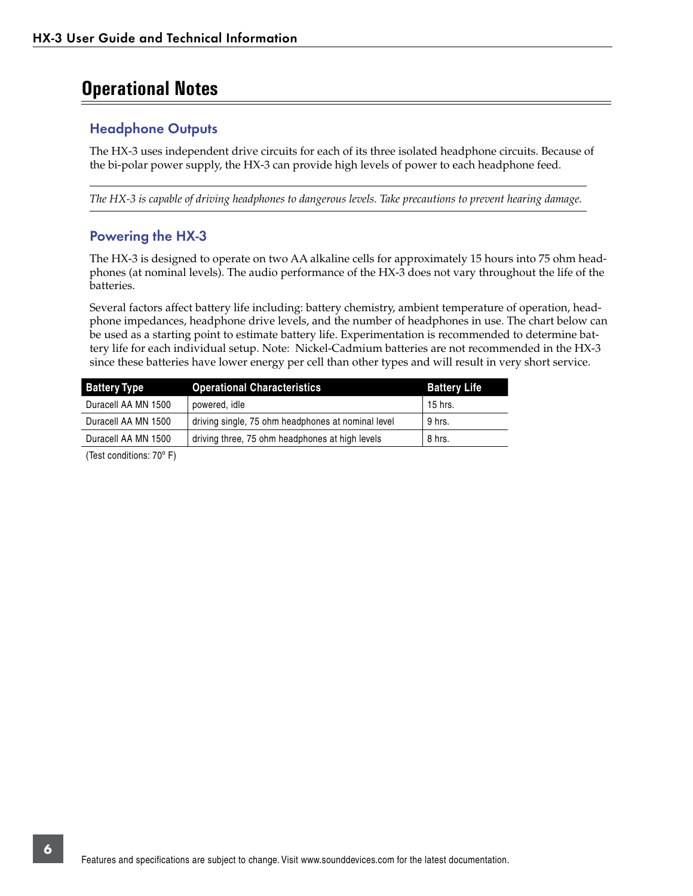# Operational Notes

## Headphone Outputs

The HX-3 uses independent drive circuits for each of its three isolated headphone circuits. Because of the bi-polar power supply, the HX-3 can provide high levels of power to each headphone feed.

---

*The HX-3 is capable of driving headphones to dangerous levels. Take precautions to prevent hearing damage.*

---

## Powering the HX-3

The HX-3 is designed to operate on two AA alkaline cells for approximately 15 hours into 75 ohm headphones (at nominal levels). The audio performance of the HX-3 does not vary throughout the life of the batteries.

Several factors affect battery life including: battery chemistry, ambient temperature of operation, headphone impedances, headphone drive levels, and the number of headphones in use. The chart below can be used as a starting point to estimate battery life. Experimentation is recommended to determine battery life for each individual setup. Note: Nickel-Cadmium batteries are not recommended in the HX-3 since these batteries have lower energy per cell than other types and will result in very short service.

| Battery Type | Operational Characteristics | Battery Life |
|---|---|---|
| Duracell AA MN 1500 | powered, idle | 15 hrs. |
| Duracell AA MN 1500 | driving single, 75 ohm headphones at nominal level | 9 hrs. |
| Duracell AA MN 1500 | driving three, 75 ohm headphones at high levels | 8 hrs. |

(Test conditions: 70° F)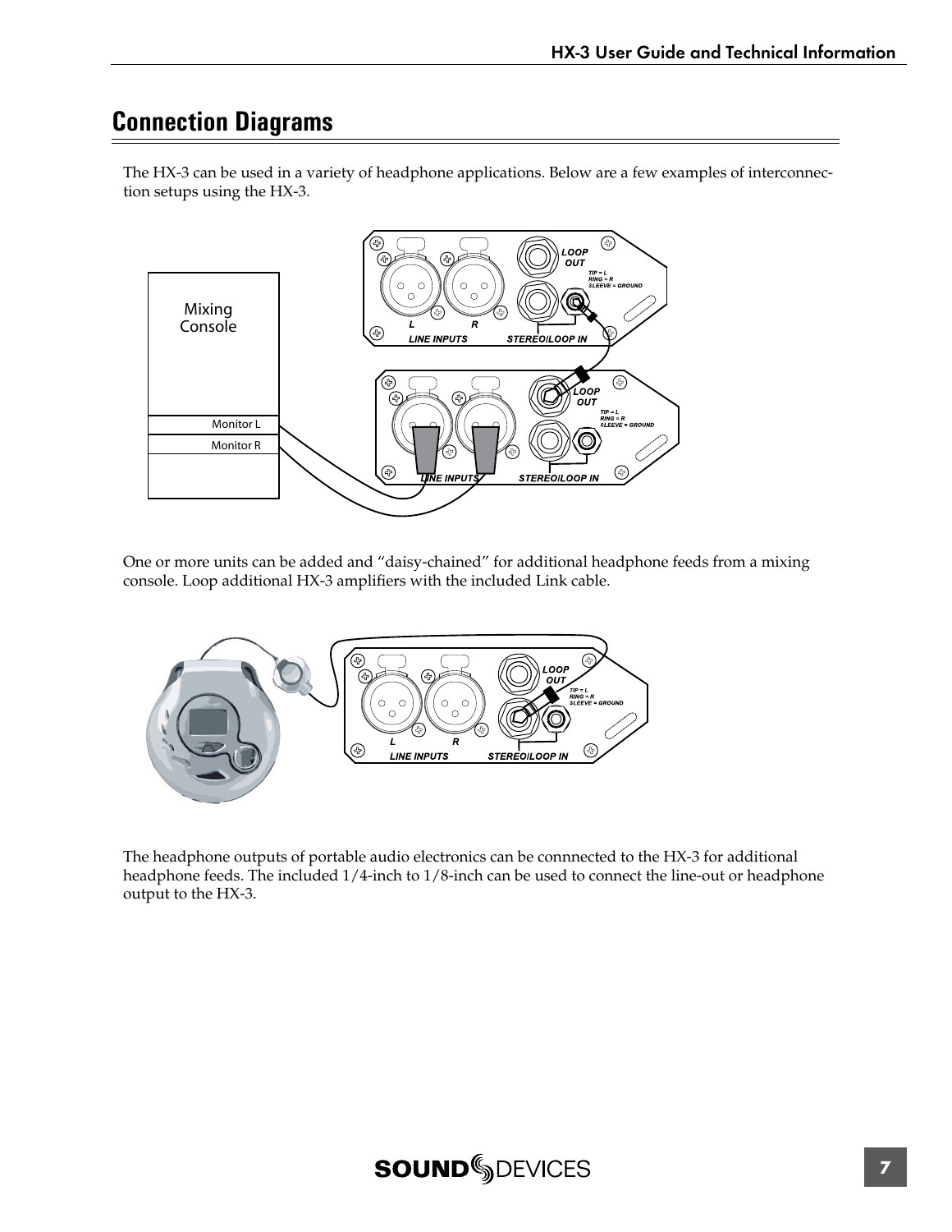## Connection Diagrams

The HX-3 can be used in a variety of headphone applications. Below are a few examples of interconnection setups using the HX-3.

One or more units can be added and "daisy-chained" for additional headphone feeds from a mixing console. Loop additional HX-3 amplifiers with the included Link cable.

The headphone outputs of portable audio electronics can be connnected to the HX-3 for additional headphone feeds. The included 1/4-inch to 1/8-inch can be used to connect the line-out or headphone output to the HX-3.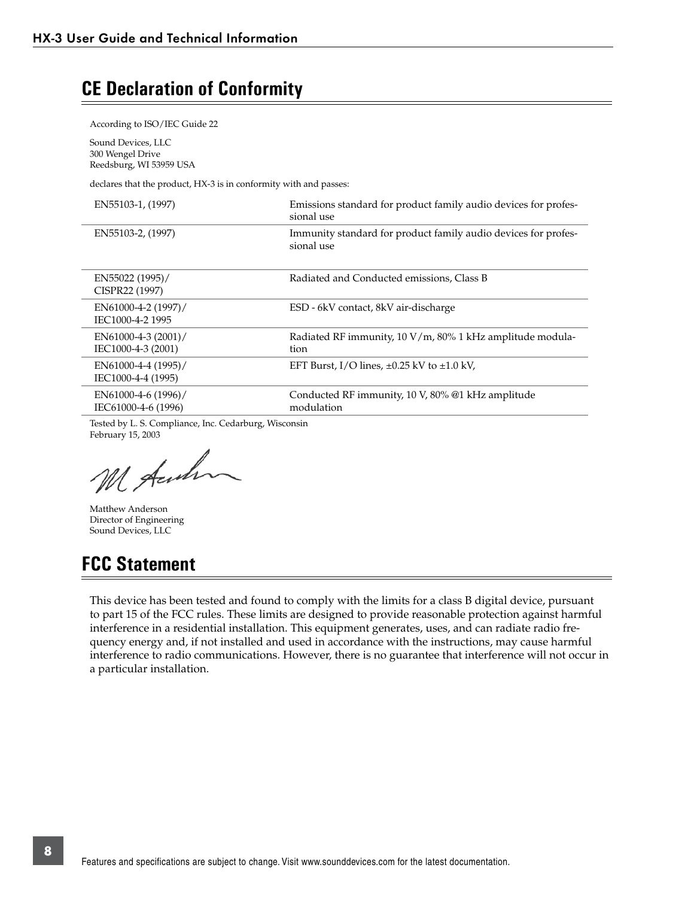## CE Declaration of Conformity

According to ISO/IEC Guide 22

Sound Devices, LLC
300 Wengel Drive
Reedsburg, WI 53959 USA

declares that the product, HX-3 is in conformity with and passes:

| | |
|---|---|
| EN55103-1, (1997) | Emissions standard for product family audio devices for professional use |
| EN55103-2, (1997) | Immunity standard for product family audio devices for professional use |
| EN55022 (1995)/ CISPR22 (1997) | Radiated and Conducted emissions, Class B |
| EN61000-4-2 (1997)/ IEC1000-4-2 1995 | ESD - 6kV contact, 8kV air-discharge |
| EN61000-4-3 (2001)/ IEC1000-4-3 (2001) | Radiated RF immunity, 10 V/m, 80% 1 kHz amplitude modulation |
| EN61000-4-4 (1995)/ IEC1000-4-4 (1995) | EFT Burst, I/O lines, ±0.25 kV to ±1.0 kV, |
| EN61000-4-6 (1996)/ IEC61000-4-6 (1996) | Conducted RF immunity, 10 V, 80% @1 kHz amplitude modulation |

Tested by L. S. Compliance, Inc. Cedarburg, Wisconsin
February 15, 2003

Matthew Anderson
Director of Engineering
Sound Devices, LLC

## FCC Statement

This device has been tested and found to comply with the limits for a class B digital device, pursuant to part 15 of the FCC rules. These limits are designed to provide reasonable protection against harmful interference in a residential installation. This equipment generates, uses, and can radiate radio frequency energy and, if not installed and used in accordance with the instructions, may cause harmful interference to radio communications. However, there is no guarantee that interference will not occur in a particular installation.

Features and specifications are subject to change. Visit www.sounddevices.com for the latest documentation.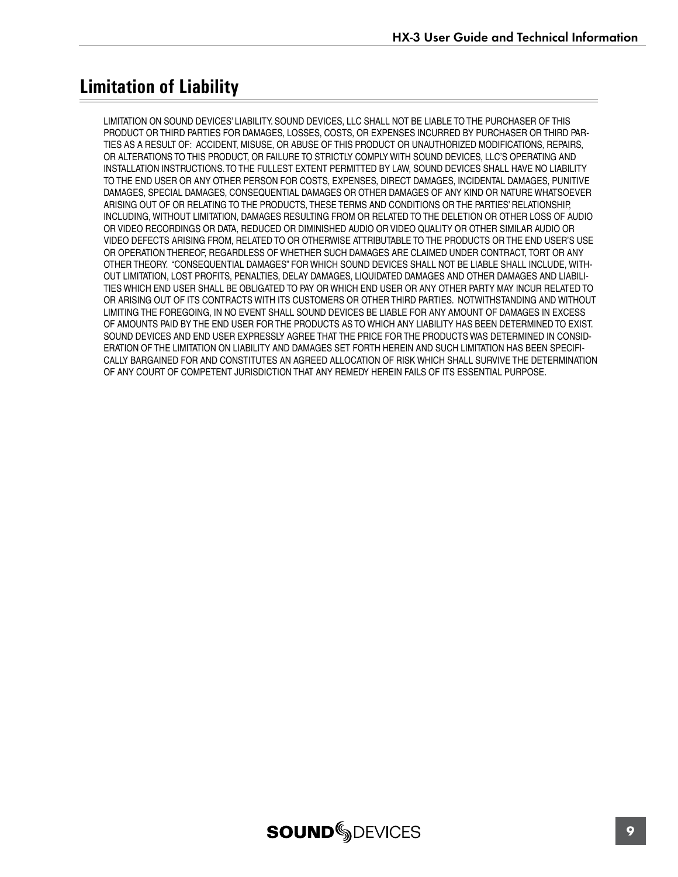# Limitation of Liability

LIMITATION ON SOUND DEVICES' LIABILITY. SOUND DEVICES, LLC SHALL NOT BE LIABLE TO THE PURCHASER OF THIS PRODUCT OR THIRD PARTIES FOR DAMAGES, LOSSES, COSTS, OR EXPENSES INCURRED BY PURCHASER OR THIRD PARTIES AS A RESULT OF: ACCIDENT, MISUSE, OR ABUSE OF THIS PRODUCT OR UNAUTHORIZED MODIFICATIONS, REPAIRS, OR ALTERATIONS TO THIS PRODUCT, OR FAILURE TO STRICTLY COMPLY WITH SOUND DEVICES, LLC'S OPERATING AND INSTALLATION INSTRUCTIONS. TO THE FULLEST EXTENT PERMITTED BY LAW, SOUND DEVICES SHALL HAVE NO LIABILITY TO THE END USER OR ANY OTHER PERSON FOR COSTS, EXPENSES, DIRECT DAMAGES, INCIDENTAL DAMAGES, PUNITIVE DAMAGES, SPECIAL DAMAGES, CONSEQUENTIAL DAMAGES OR OTHER DAMAGES OF ANY KIND OR NATURE WHATSOEVER ARISING OUT OF OR RELATING TO THE PRODUCTS, THESE TERMS AND CONDITIONS OR THE PARTIES' RELATIONSHIP, INCLUDING, WITHOUT LIMITATION, DAMAGES RESULTING FROM OR RELATED TO THE DELETION OR OTHER LOSS OF AUDIO OR VIDEO RECORDINGS OR DATA, REDUCED OR DIMINISHED AUDIO OR VIDEO QUALITY OR OTHER SIMILAR AUDIO OR VIDEO DEFECTS ARISING FROM, RELATED TO OR OTHERWISE ATTRIBUTABLE TO THE PRODUCTS OR THE END USER'S USE OR OPERATION THEREOF, REGARDLESS OF WHETHER SUCH DAMAGES ARE CLAIMED UNDER CONTRACT, TORT OR ANY OTHER THEORY. "CONSEQUENTIAL DAMAGES" FOR WHICH SOUND DEVICES SHALL NOT BE LIABLE SHALL INCLUDE, WITHOUT LIMITATION, LOST PROFITS, PENALTIES, DELAY DAMAGES, LIQUIDATED DAMAGES AND OTHER DAMAGES AND LIABILITIES WHICH END USER SHALL BE OBLIGATED TO PAY OR WHICH END USER OR ANY OTHER PARTY MAY INCUR RELATED TO OR ARISING OUT OF ITS CONTRACTS WITH ITS CUSTOMERS OR OTHER THIRD PARTIES. NOTWITHSTANDING AND WITHOUT LIMITING THE FOREGOING, IN NO EVENT SHALL SOUND DEVICES BE LIABLE FOR ANY AMOUNT OF DAMAGES IN EXCESS OF AMOUNTS PAID BY THE END USER FOR THE PRODUCTS AS TO WHICH ANY LIABILITY HAS BEEN DETERMINED TO EXIST. SOUND DEVICES AND END USER EXPRESSLY AGREE THAT THE PRICE FOR THE PRODUCTS WAS DETERMINED IN CONSIDERATION OF THE LIMITATION ON LIABILITY AND DAMAGES SET FORTH HEREIN AND SUCH LIMITATION HAS BEEN SPECIFICALLY BARGAINED FOR AND CONSTITUTES AN AGREED ALLOCATION OF RISK WHICH SHALL SURVIVE THE DETERMINATION OF ANY COURT OF COMPETENT JURISDICTION THAT ANY REMEDY HEREIN FAILS OF ITS ESSENTIAL PURPOSE.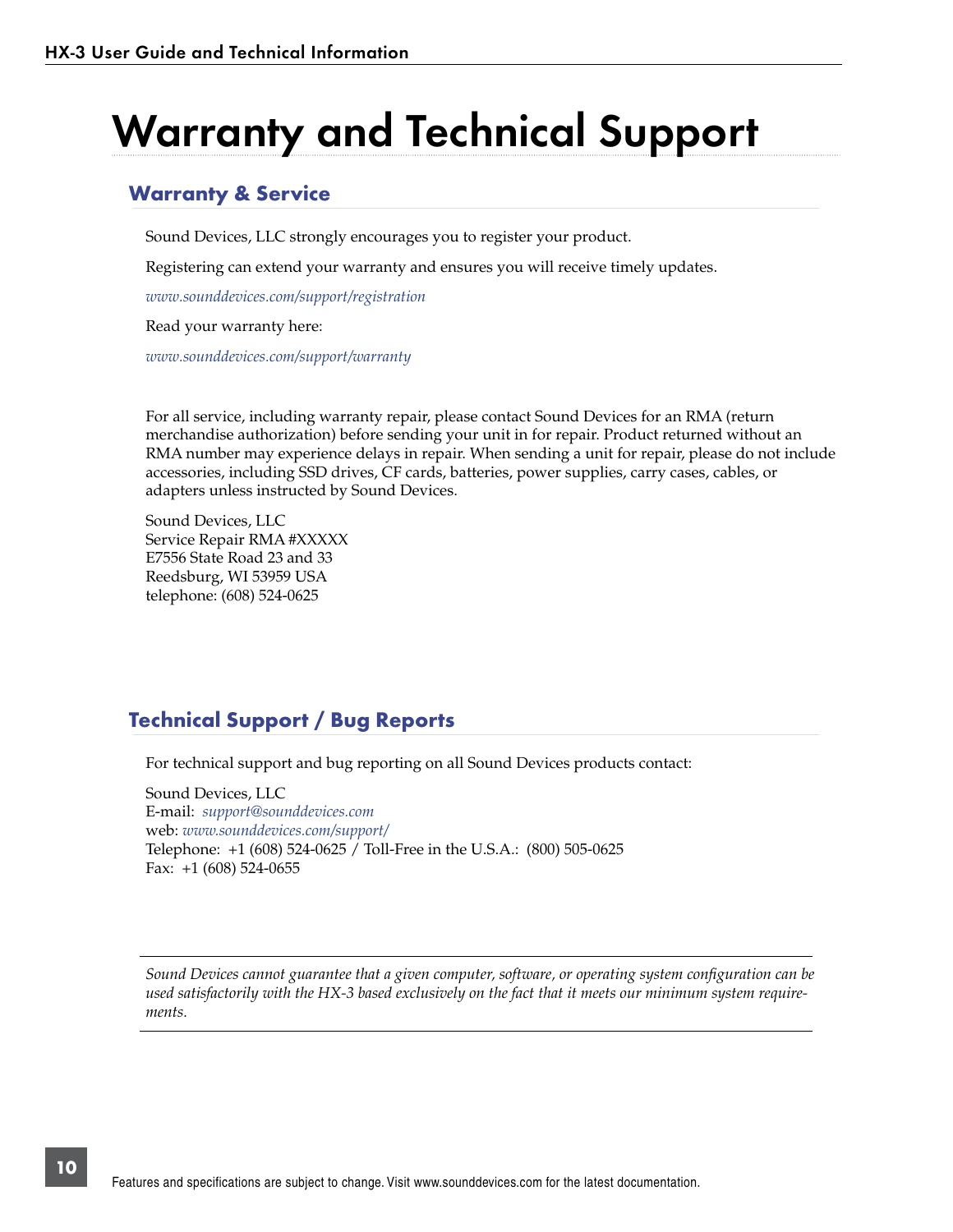# Warranty and Technical Support

## Warranty & Service

Sound Devices, LLC strongly encourages you to register your product.

Registering can extend your warranty and ensures you will receive timely updates.

*www.sounddevices.com/support/registration*

Read your warranty here:

*www.sounddevices.com/support/warranty*

For all service, including warranty repair, please contact Sound Devices for an RMA (return merchandise authorization) before sending your unit in for repair. Product returned without an RMA number may experience delays in repair. When sending a unit for repair, please do not include accessories, including SSD drives, CF cards, batteries, power supplies, carry cases, cables, or adapters unless instructed by Sound Devices.

Sound Devices, LLC
Service Repair RMA #XXXXX
E7556 State Road 23 and 33
Reedsburg, WI 53959 USA
telephone: (608) 524-0625

## Technical Support / Bug Reports

For technical support and bug reporting on all Sound Devices products contact:

Sound Devices, LLC
E-mail: *support@sounddevices.com*
web: *www.sounddevices.com/support/*
Telephone: +1 (608) 524-0625 / Toll-Free in the U.S.A.: (800) 505-0625
Fax: +1 (608) 524-0655

---

*Sound Devices cannot guarantee that a given computer, software, or operating system configuration can be used satisfactorily with the HX-3 based exclusively on the fact that it meets our minimum system requirements.*

---

Features and specifications are subject to change. Visit www.sounddevices.com for the latest documentation.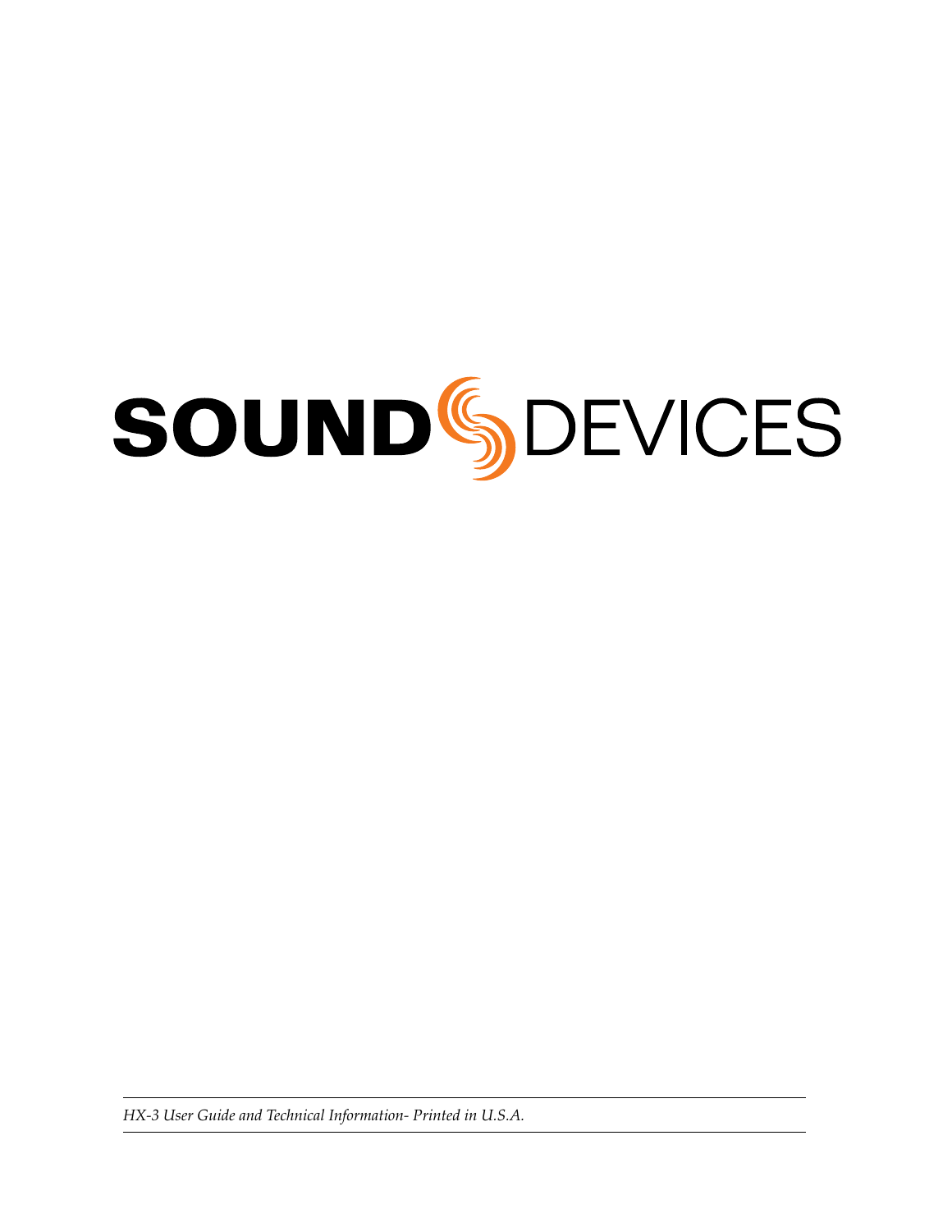SOUND DEVICES

*HX-3 User Guide and Technical Information- Printed in U.S.A.*